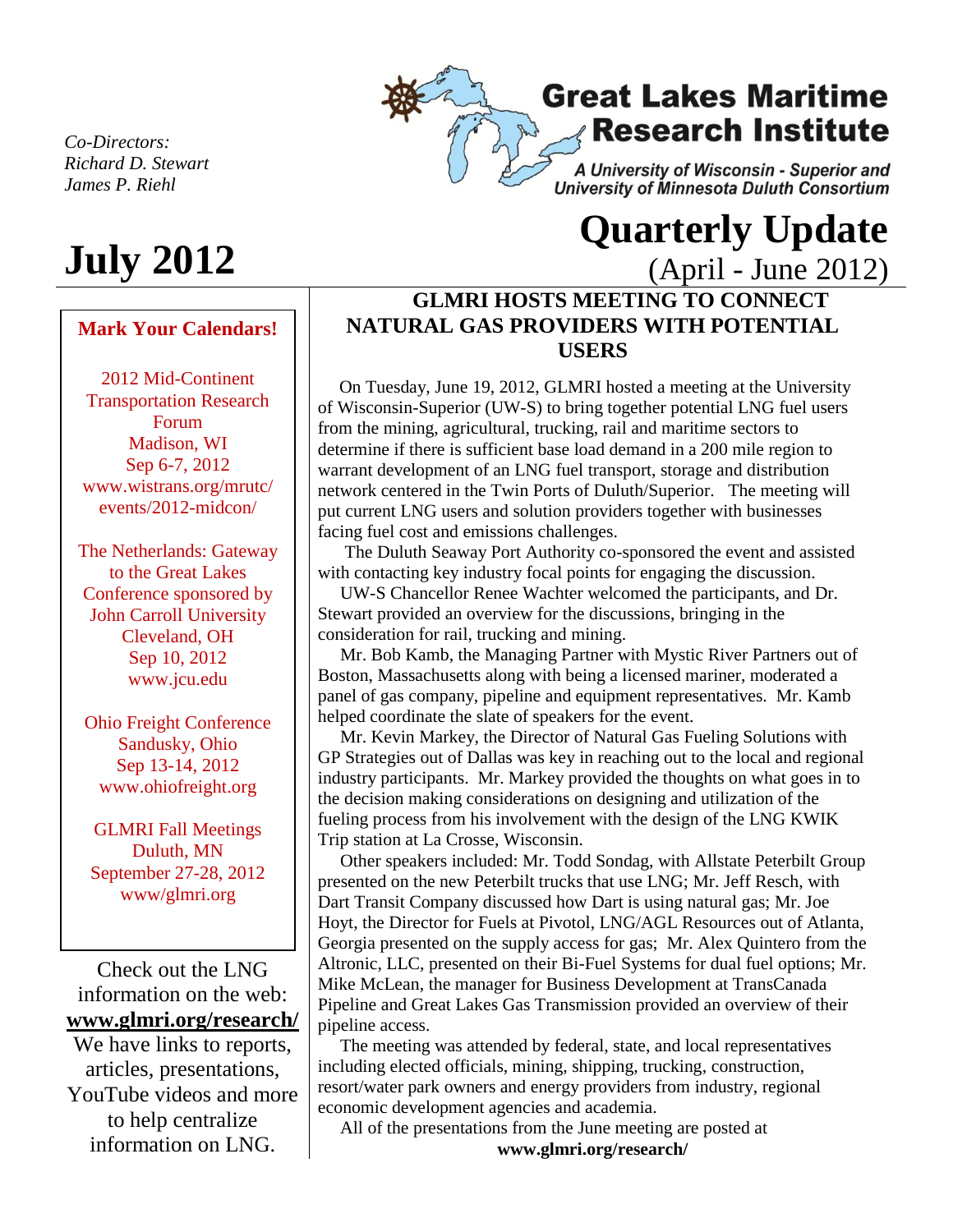Co-Directors:
*Richard D. Stewart*
*James P. Riehl*

# Great Lakes Maritime Research Institute

*A University of Wisconsin - Superior and University of Minnesota Duluth Consortium*

# July 2012

# Quarterly Update

(April - June 2012)

## GLMRI HOSTS MEETING TO CONNECT NATURAL GAS PROVIDERS WITH POTENTIAL USERS

On Tuesday, June 19, 2012, GLMRI hosted a meeting at the University of Wisconsin-Superior (UW-S) to bring together potential LNG fuel users from the mining, agricultural, trucking, rail and maritime sectors to determine if there is sufficient base load demand in a 200 mile region to warrant development of an LNG fuel transport, storage and distribution network centered in the Twin Ports of Duluth/Superior. The meeting will put current LNG users and solution providers together with businesses facing fuel cost and emissions challenges.

The Duluth Seaway Port Authority co-sponsored the event and assisted with contacting key industry focal points for engaging the discussion.

UW-S Chancellor Renee Wachter welcomed the participants, and Dr. Stewart provided an overview for the discussions, bringing in the consideration for rail, trucking and mining.

Mr. Bob Kamb, the Managing Partner with Mystic River Partners out of Boston, Massachusetts along with being a licensed mariner, moderated a panel of gas company, pipeline and equipment representatives. Mr. Kamb helped coordinate the slate of speakers for the event.

Mr. Kevin Markey, the Director of Natural Gas Fueling Solutions with GP Strategies out of Dallas was key in reaching out to the local and regional industry participants. Mr. Markey provided the thoughts on what goes in to the decision making considerations on designing and utilization of the fueling process from his involvement with the design of the LNG KWIK Trip station at La Crosse, Wisconsin.

Other speakers included: Mr. Todd Sondag, with Allstate Peterbilt Group presented on the new Peterbilt trucks that use LNG; Mr. Jeff Resch, with Dart Transit Company discussed how Dart is using natural gas; Mr. Joe Hoyt, the Director for Fuels at Pivotol, LNG/AGL Resources out of Atlanta, Georgia presented on the supply access for gas; Mr. Alex Quintero from the Altronic, LLC, presented on their Bi-Fuel Systems for dual fuel options; Mr. Mike McLean, the manager for Business Development at TransCanada Pipeline and Great Lakes Gas Transmission provided an overview of their pipeline access.

The meeting was attended by federal, state, and local representatives including elected officials, mining, shipping, trucking, construction, resort/water park owners and energy providers from industry, regional economic development agencies and academia.

All of the presentations from the June meeting are posted at **www.glmri.org/research/**

### Mark Your Calendars!

2012 Mid-Continent Transportation Research Forum
Madison, WI
Sep 6-7, 2012
www.wistrans.org/mrutc/events/2012-midcon/

The Netherlands: Gateway to the Great Lakes Conference sponsored by John Carroll University
Cleveland, OH
Sep 10, 2012
www.jcu.edu

Ohio Freight Conference
Sandusky, Ohio
Sep 13-14, 2012
www.ohiofreight.org

GLMRI Fall Meetings
Duluth, MN
September 27-28, 2012
www/glmri.org

Check out the LNG information on the web: **www.glmri.org/research/** We have links to reports, articles, presentations, YouTube videos and more to help centralize information on LNG.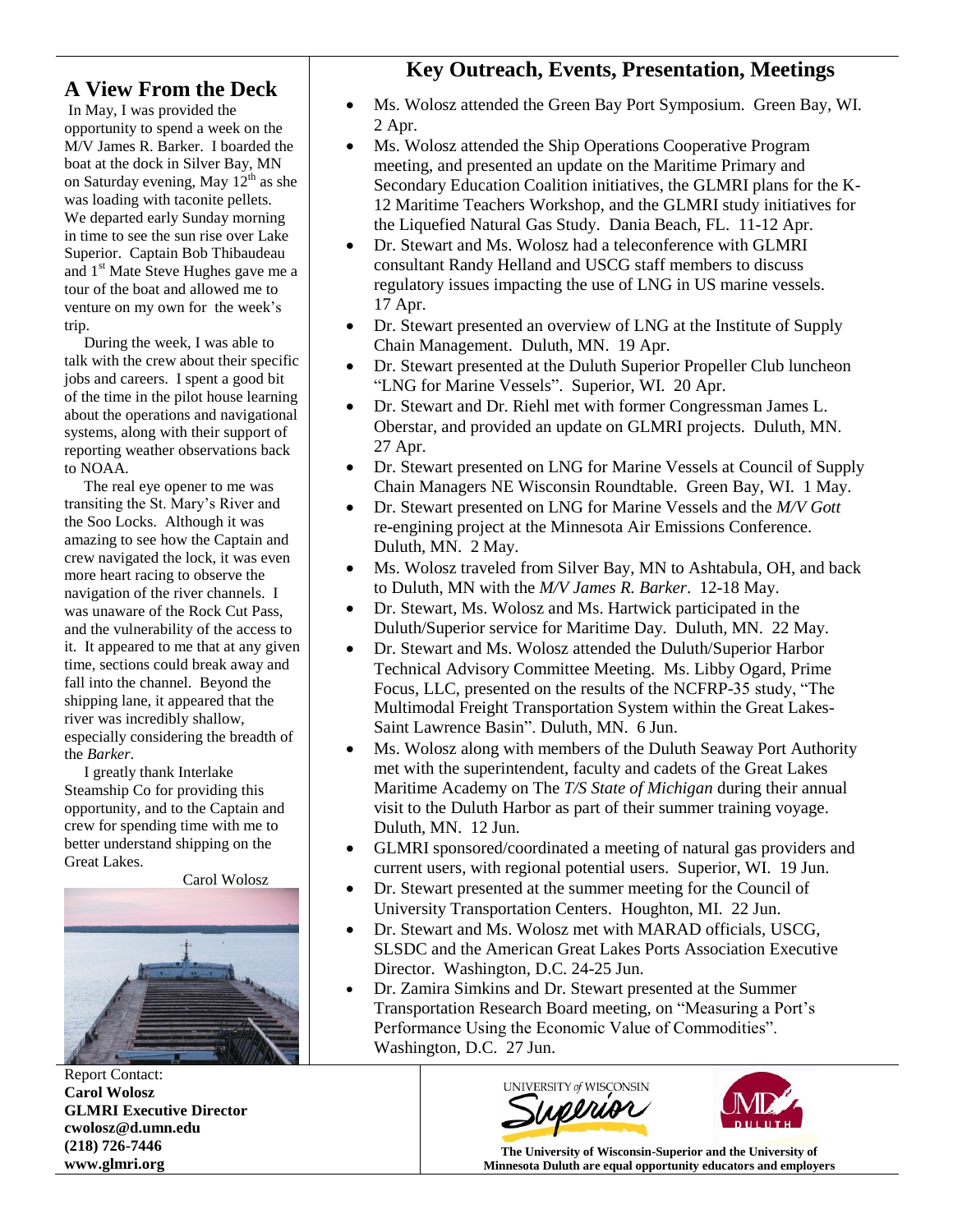## A View From the Deck

In May, I was provided the opportunity to spend a week on the M/V James R. Barker. I boarded the boat at the dock in Silver Bay, MN on Saturday evening, May 12th as she was loading with taconite pellets. We departed early Sunday morning in time to see the sun rise over Lake Superior. Captain Bob Thibaudeau and 1st Mate Steve Hughes gave me a tour of the boat and allowed me to venture on my own for the week's trip.

During the week, I was able to talk with the crew about their specific jobs and careers. I spent a good bit of the time in the pilot house learning about the operations and navigational systems, along with their support of reporting weather observations back to NOAA.

The real eye opener to me was transiting the St. Mary's River and the Soo Locks. Although it was amazing to see how the Captain and crew navigated the lock, it was even more heart racing to observe the navigation of the river channels. I was unaware of the Rock Cut Pass, and the vulnerability of the access to it. It appeared to me that at any given time, sections could break away and fall into the channel. Beyond the shipping lane, it appeared that the river was incredibly shallow, especially considering the breadth of the *Barker*.

I greatly thank Interlake Steamship Co for providing this opportunity, and to the Captain and crew for spending time with me to better understand shipping on the Great Lakes.

Carol Wolosz

Report Contact:
**Carol Wolosz**
**GLMRI Executive Director**
**cwolosz@d.umn.edu**
**(218) 726-7446**
**www.glmri.org**

## Key Outreach, Events, Presentation, Meetings

- Ms. Wolosz attended the Green Bay Port Symposium. Green Bay, WI. 2 Apr.
- Ms. Wolosz attended the Ship Operations Cooperative Program meeting, and presented an update on the Maritime Primary and Secondary Education Coalition initiatives, the GLMRI plans for the K-12 Maritime Teachers Workshop, and the GLMRI study initiatives for the Liquefied Natural Gas Study. Dania Beach, FL. 11-12 Apr.
- Dr. Stewart and Ms. Wolosz had a teleconference with GLMRI consultant Randy Helland and USCG staff members to discuss regulatory issues impacting the use of LNG in US marine vessels. 17 Apr.
- Dr. Stewart presented an overview of LNG at the Institute of Supply Chain Management. Duluth, MN. 19 Apr.
- Dr. Stewart presented at the Duluth Superior Propeller Club luncheon "LNG for Marine Vessels". Superior, WI. 20 Apr.
- Dr. Stewart and Dr. Riehl met with former Congressman James L. Oberstar, and provided an update on GLMRI projects. Duluth, MN. 27 Apr.
- Dr. Stewart presented on LNG for Marine Vessels at Council of Supply Chain Managers NE Wisconsin Roundtable. Green Bay, WI. 1 May.
- Dr. Stewart presented on LNG for Marine Vessels and the *M/V Gott* re-engining project at the Minnesota Air Emissions Conference. Duluth, MN. 2 May.
- Ms. Wolosz traveled from Silver Bay, MN to Ashtabula, OH, and back to Duluth, MN with the *M/V James R. Barker*. 12-18 May.
- Dr. Stewart, Ms. Wolosz and Ms. Hartwick participated in the Duluth/Superior service for Maritime Day. Duluth, MN. 22 May.
- Dr. Stewart and Ms. Wolosz attended the Duluth/Superior Harbor Technical Advisory Committee Meeting. Ms. Libby Ogard, Prime Focus, LLC, presented on the results of the NCFRP-35 study, "The Multimodal Freight Transportation System within the Great Lakes-Saint Lawrence Basin". Duluth, MN. 6 Jun.
- Ms. Wolosz along with members of the Duluth Seaway Port Authority met with the superintendent, faculty and cadets of the Great Lakes Maritime Academy on The *T/S State of Michigan* during their annual visit to the Duluth Harbor as part of their summer training voyage. Duluth, MN. 12 Jun.
- GLMRI sponsored/coordinated a meeting of natural gas providers and current users, with regional potential users. Superior, WI. 19 Jun.
- Dr. Stewart presented at the summer meeting for the Council of University Transportation Centers. Houghton, MI. 22 Jun.
- Dr. Stewart and Ms. Wolosz met with MARAD officials, USCG, SLSDC and the American Great Lakes Ports Association Executive Director. Washington, D.C. 24-25 Jun.
- Dr. Zamira Simkins and Dr. Stewart presented at the Summer Transportation Research Board meeting, on "Measuring a Port's Performance Using the Economic Value of Commodities". Washington, D.C. 27 Jun.

**The University of Wisconsin-Superior and the University of Minnesota Duluth are equal opportunity educators and employers**